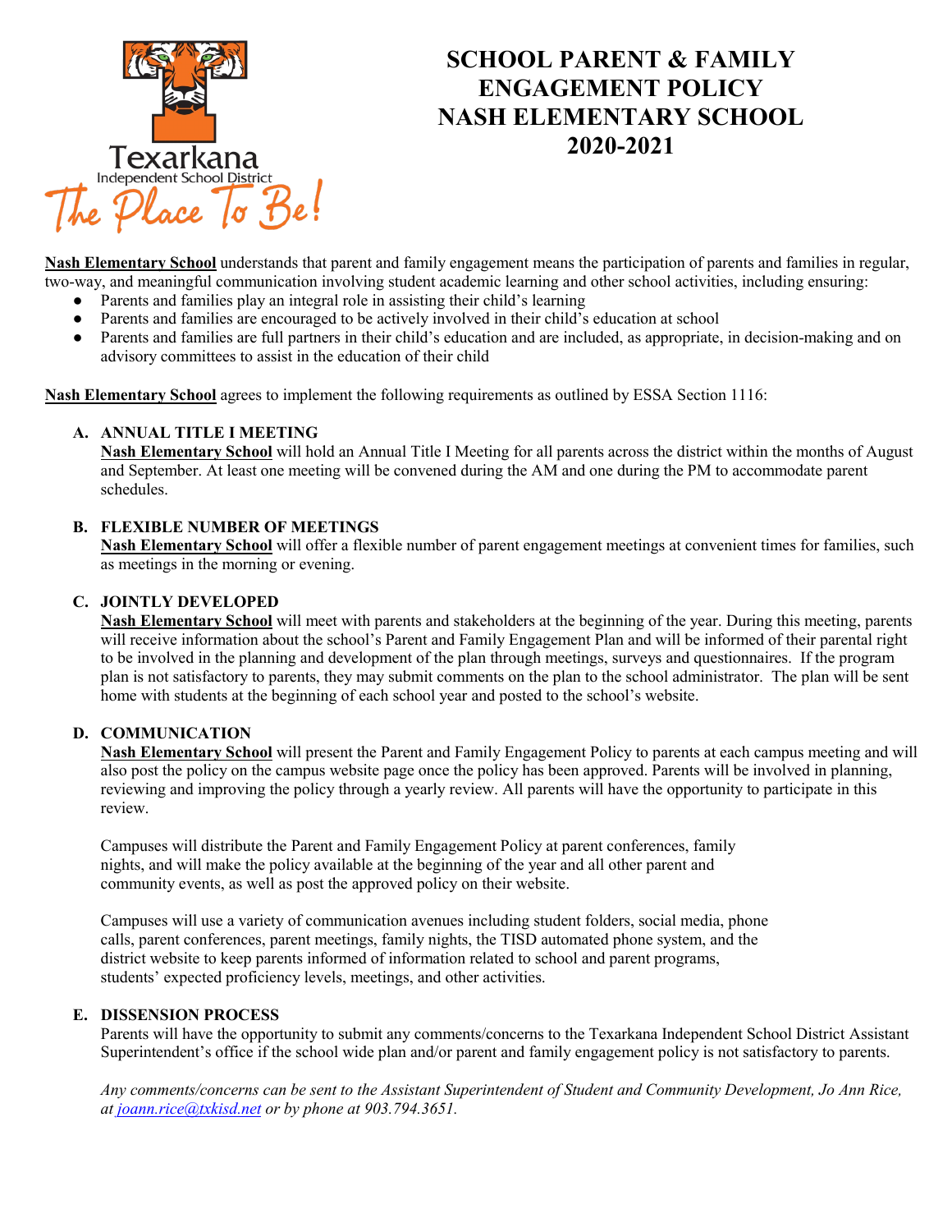# SCHOOL PARENT & FAMILY ENGAGEMENT POLICY NASH ELEMENTARY SCHOOL 2020-2021

**Nash Elementary School** understands that parent and family engagement means the participation of parents and families in regular, two-way, and meaningful communication involving student academic learning and other school activities, including ensuring:

- Parents and families play an integral role in assisting their child's learning
- Parents and families are encouraged to be actively involved in their child's education at school
- Parents and families are full partners in their child's education and are included, as appropriate, in decision-making and on advisory committees to assist in the education of their child

**Nash Elementary School** agrees to implement the following requirements as outlined by ESSA Section 1116:

### A. ANNUAL TITLE I MEETING

**Nash Elementary School** will hold an Annual Title I Meeting for all parents across the district within the months of August and September. At least one meeting will be convened during the AM and one during the PM to accommodate parent schedules.

### B. FLEXIBLE NUMBER OF MEETINGS

**Nash Elementary School** will offer a flexible number of parent engagement meetings at convenient times for families, such as meetings in the morning or evening.

### C. JOINTLY DEVELOPED

**Nash Elementary School** will meet with parents and stakeholders at the beginning of the year. During this meeting, parents will receive information about the school's Parent and Family Engagement Plan and will be informed of their parental right to be involved in the planning and development of the plan through meetings, surveys and questionnaires. If the program plan is not satisfactory to parents, they may submit comments on the plan to the school administrator. The plan will be sent home with students at the beginning of each school year and posted to the school's website.

### D. COMMUNICATION

**Nash Elementary School** will present the Parent and Family Engagement Policy to parents at each campus meeting and will also post the policy on the campus website page once the policy has been approved. Parents will be involved in planning, reviewing and improving the policy through a yearly review. All parents will have the opportunity to participate in this review.

Campuses will distribute the Parent and Family Engagement Policy at parent conferences, family nights, and will make the policy available at the beginning of the year and all other parent and community events, as well as post the approved policy on their website.

Campuses will use a variety of communication avenues including student folders, social media, phone calls, parent conferences, parent meetings, family nights, the TISD automated phone system, and the district website to keep parents informed of information related to school and parent programs, students' expected proficiency levels, meetings, and other activities.

### E. DISSENSION PROCESS

Parents will have the opportunity to submit any comments/concerns to the Texarkana Independent School District Assistant Superintendent's office if the school wide plan and/or parent and family engagement policy is not satisfactory to parents.

*Any comments/concerns can be sent to the Assistant Superintendent of Student and Community Development, Jo Ann Rice, at joann.rice@txkisd.net or by phone at 903.794.3651.*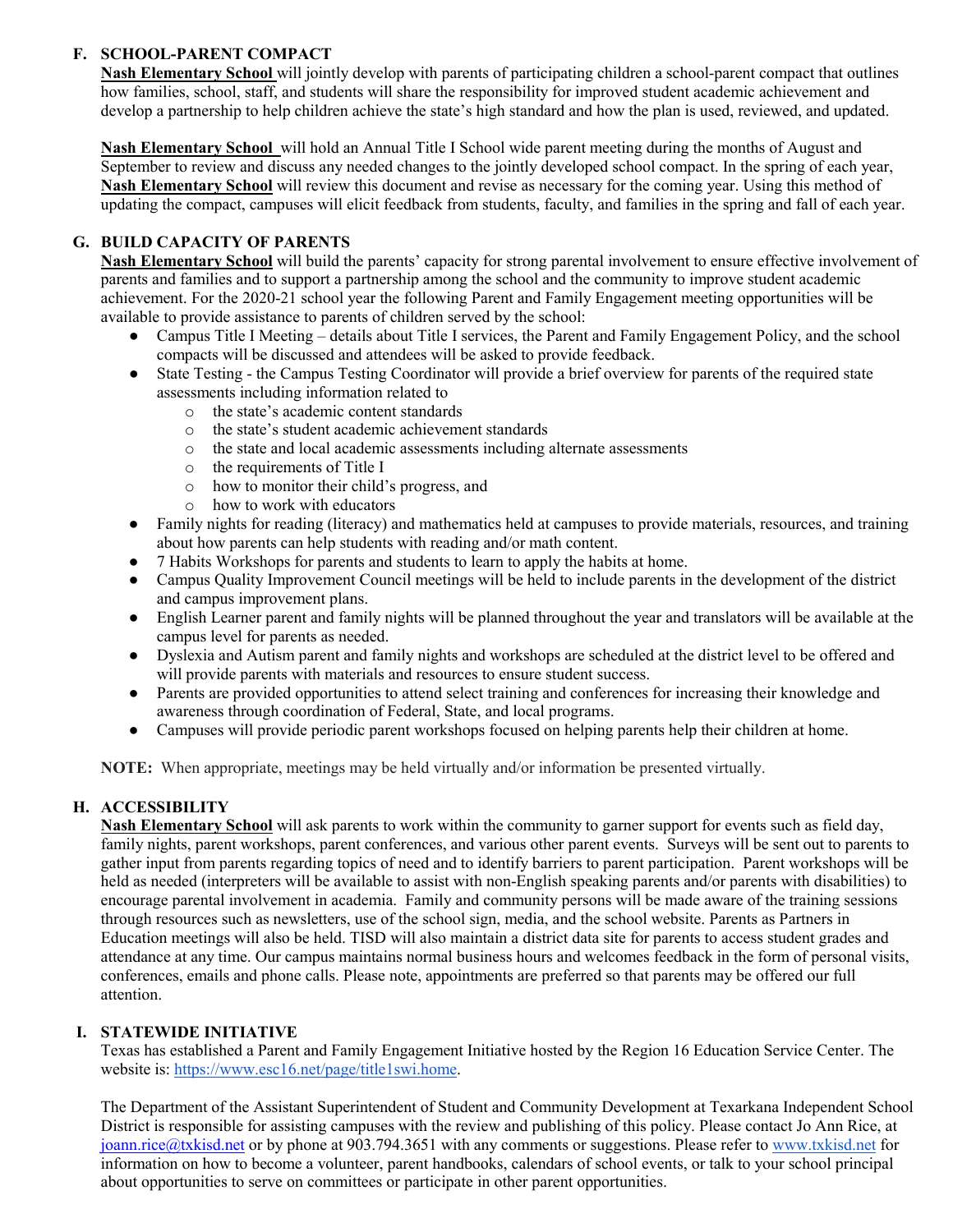## F. SCHOOL-PARENT COMPACT

**Nash Elementary School** will jointly develop with parents of participating children a school-parent compact that outlines how families, school, staff, and students will share the responsibility for improved student academic achievement and develop a partnership to help children achieve the state's high standard and how the plan is used, reviewed, and updated.

**Nash Elementary School** will hold an Annual Title I School wide parent meeting during the months of August and September to review and discuss any needed changes to the jointly developed school compact. In the spring of each year, **Nash Elementary School** will review this document and revise as necessary for the coming year. Using this method of updating the compact, campuses will elicit feedback from students, faculty, and families in the spring and fall of each year.

## G. BUILD CAPACITY OF PARENTS

**Nash Elementary School** will build the parents' capacity for strong parental involvement to ensure effective involvement of parents and families and to support a partnership among the school and the community to improve student academic achievement. For the 2020-21 school year the following Parent and Family Engagement meeting opportunities will be available to provide assistance to parents of children served by the school:

- Campus Title I Meeting – details about Title I services, the Parent and Family Engagement Policy, and the school compacts will be discussed and attendees will be asked to provide feedback.
- State Testing - the Campus Testing Coordinator will provide a brief overview for parents of the required state assessments including information related to
  - the state's academic content standards
  - the state's student academic achievement standards
  - the state and local academic assessments including alternate assessments
  - the requirements of Title I
  - how to monitor their child's progress, and
  - how to work with educators
- Family nights for reading (literacy) and mathematics held at campuses to provide materials, resources, and training about how parents can help students with reading and/or math content.
- 7 Habits Workshops for parents and students to learn to apply the habits at home.
- Campus Quality Improvement Council meetings will be held to include parents in the development of the district and campus improvement plans.
- English Learner parent and family nights will be planned throughout the year and translators will be available at the campus level for parents as needed.
- Dyslexia and Autism parent and family nights and workshops are scheduled at the district level to be offered and will provide parents with materials and resources to ensure student success.
- Parents are provided opportunities to attend select training and conferences for increasing their knowledge and awareness through coordination of Federal, State, and local programs.
- Campuses will provide periodic parent workshops focused on helping parents help their children at home.

**NOTE:** When appropriate, meetings may be held virtually and/or information be presented virtually.

## H. ACCESSIBILITY

**Nash Elementary School** will ask parents to work within the community to garner support for events such as field day, family nights, parent workshops, parent conferences, and various other parent events. Surveys will be sent out to parents to gather input from parents regarding topics of need and to identify barriers to parent participation. Parent workshops will be held as needed (interpreters will be available to assist with non-English speaking parents and/or parents with disabilities) to encourage parental involvement in academia. Family and community persons will be made aware of the training sessions through resources such as newsletters, use of the school sign, media, and the school website. Parents as Partners in Education meetings will also be held. TISD will also maintain a district data site for parents to access student grades and attendance at any time. Our campus maintains normal business hours and welcomes feedback in the form of personal visits, conferences, emails and phone calls. Please note, appointments are preferred so that parents may be offered our full attention.

## I. STATEWIDE INITIATIVE

Texas has established a Parent and Family Engagement Initiative hosted by the Region 16 Education Service Center. The website is: https://www.esc16.net/page/title1swi.home.

The Department of the Assistant Superintendent of Student and Community Development at Texarkana Independent School District is responsible for assisting campuses with the review and publishing of this policy. Please contact Jo Ann Rice, at joann.rice@txkisd.net or by phone at 903.794.3651 with any comments or suggestions. Please refer to www.txkisd.net for information on how to become a volunteer, parent handbooks, calendars of school events, or talk to your school principal about opportunities to serve on committees or participate in other parent opportunities.